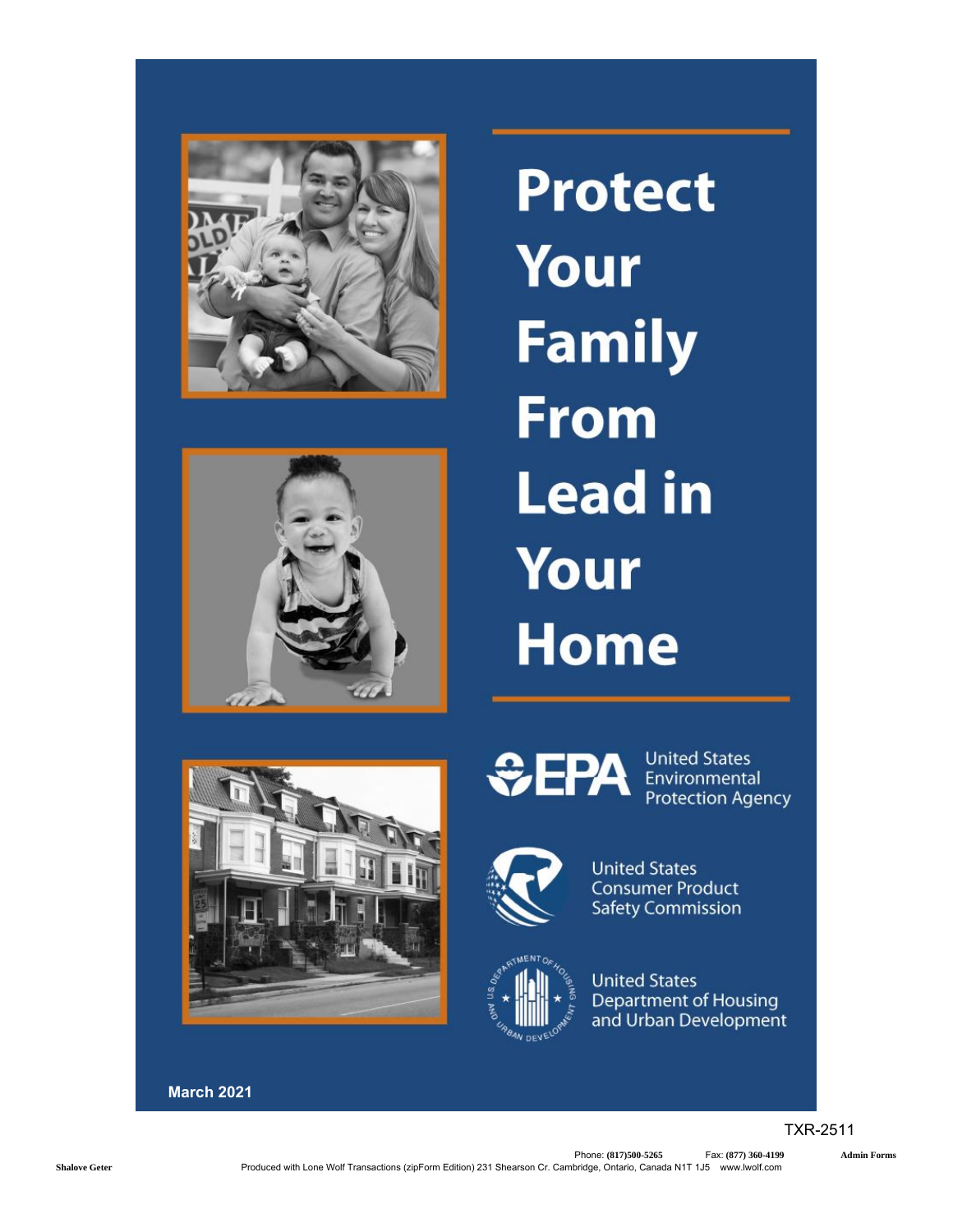# Protect Your Family From Lead in Your Home

United States Environmental Protection Agency

United States Consumer Product Safety Commission

United States Department of Housing and Urban Development

**March 2021**

TXR-2511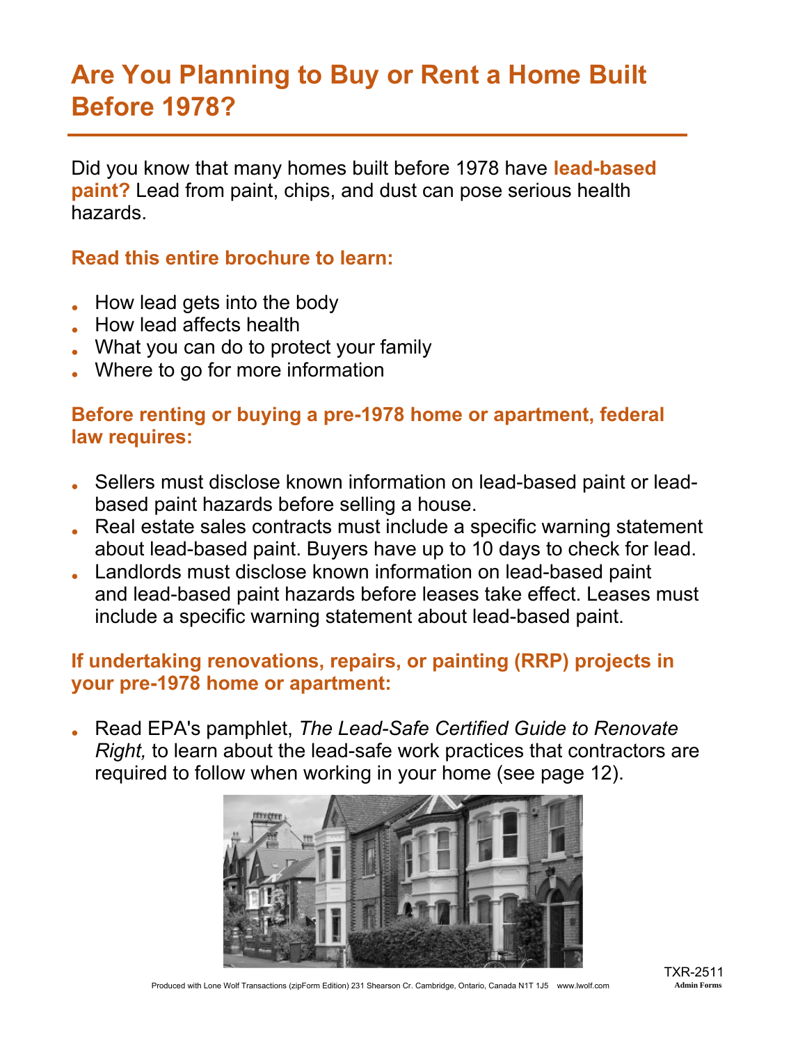# Are You Planning to Buy or Rent a Home Built Before 1978?

Did you know that many homes built before 1978 have **lead-based paint?** Lead from paint, chips, and dust can pose serious health hazards.

### Read this entire brochure to learn:

- How lead gets into the body
- How lead affects health
- What you can do to protect your family
- Where to go for more information

### Before renting or buying a pre-1978 home or apartment, federal law requires:

- Sellers must disclose known information on lead-based paint or lead-based paint hazards before selling a house.
- Real estate sales contracts must include a specific warning statement about lead-based paint. Buyers have up to 10 days to check for lead.
- Landlords must disclose known information on lead-based paint and lead-based paint hazards before leases take effect. Leases must include a specific warning statement about lead-based paint.

### If undertaking renovations, repairs, or painting (RRP) projects in your pre-1978 home or apartment:

- Read EPA's pamphlet, *The Lead-Safe Certified Guide to Renovate Right,* to learn about the lead-safe work practices that contractors are required to follow when working in your home (see page 12).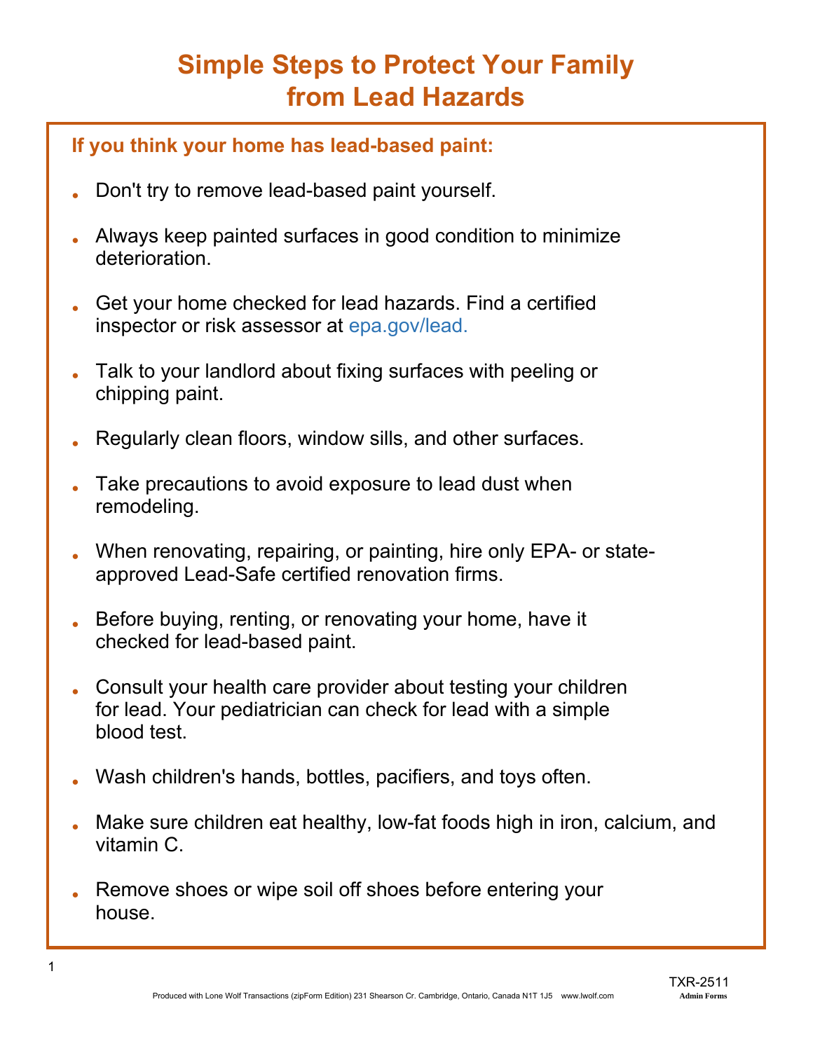# Simple Steps to Protect Your Family from Lead Hazards

## If you think your home has lead-based paint:

- Don't try to remove lead-based paint yourself.
- Always keep painted surfaces in good condition to minimize deterioration.
- Get your home checked for lead hazards. Find a certified inspector or risk assessor at epa.gov/lead.
- Talk to your landlord about fixing surfaces with peeling or chipping paint.
- Regularly clean floors, window sills, and other surfaces.
- Take precautions to avoid exposure to lead dust when remodeling.
- When renovating, repairing, or painting, hire only EPA- or state-approved Lead-Safe certified renovation firms.
- Before buying, renting, or renovating your home, have it checked for lead-based paint.
- Consult your health care provider about testing your children for lead. Your pediatrician can check for lead with a simple blood test.
- Wash children's hands, bottles, pacifiers, and toys often.
- Make sure children eat healthy, low-fat foods high in iron, calcium, and vitamin C.
- Remove shoes or wipe soil off shoes before entering your house.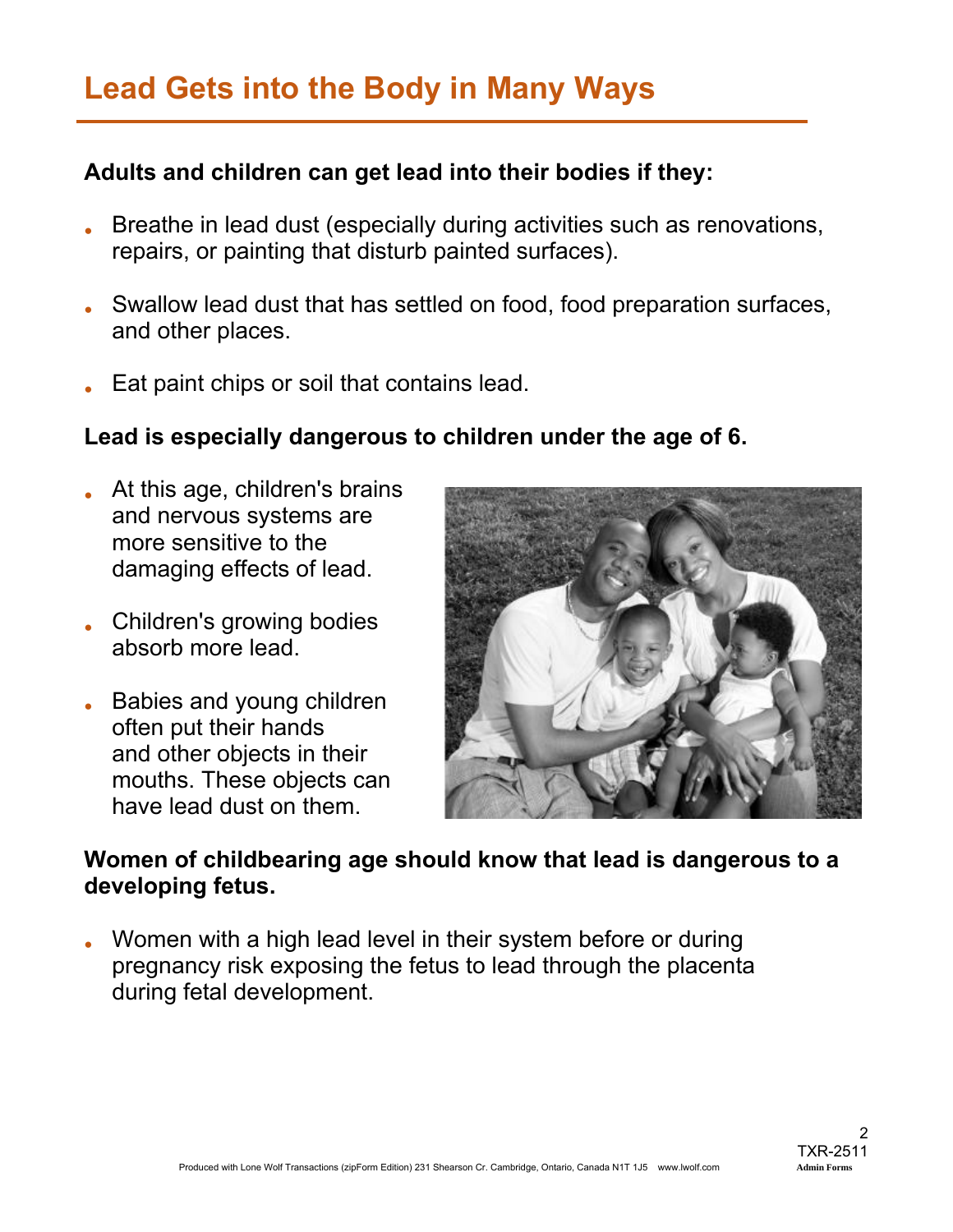# Lead Gets into the Body in Many Ways

**Adults and children can get lead into their bodies if they:**

- Breathe in lead dust (especially during activities such as renovations, repairs, or painting that disturb painted surfaces).
- Swallow lead dust that has settled on food, food preparation surfaces, and other places.
- Eat paint chips or soil that contains lead.

**Lead is especially dangerous to children under the age of 6.**

- At this age, children's brains and nervous systems are more sensitive to the damaging effects of lead.
- Children's growing bodies absorb more lead.
- Babies and young children often put their hands and other objects in their mouths. These objects can have lead dust on them.

**Women of childbearing age should know that lead is dangerous to a developing fetus.**

- Women with a high lead level in their system before or during pregnancy risk exposing the fetus to lead through the placenta during fetal development.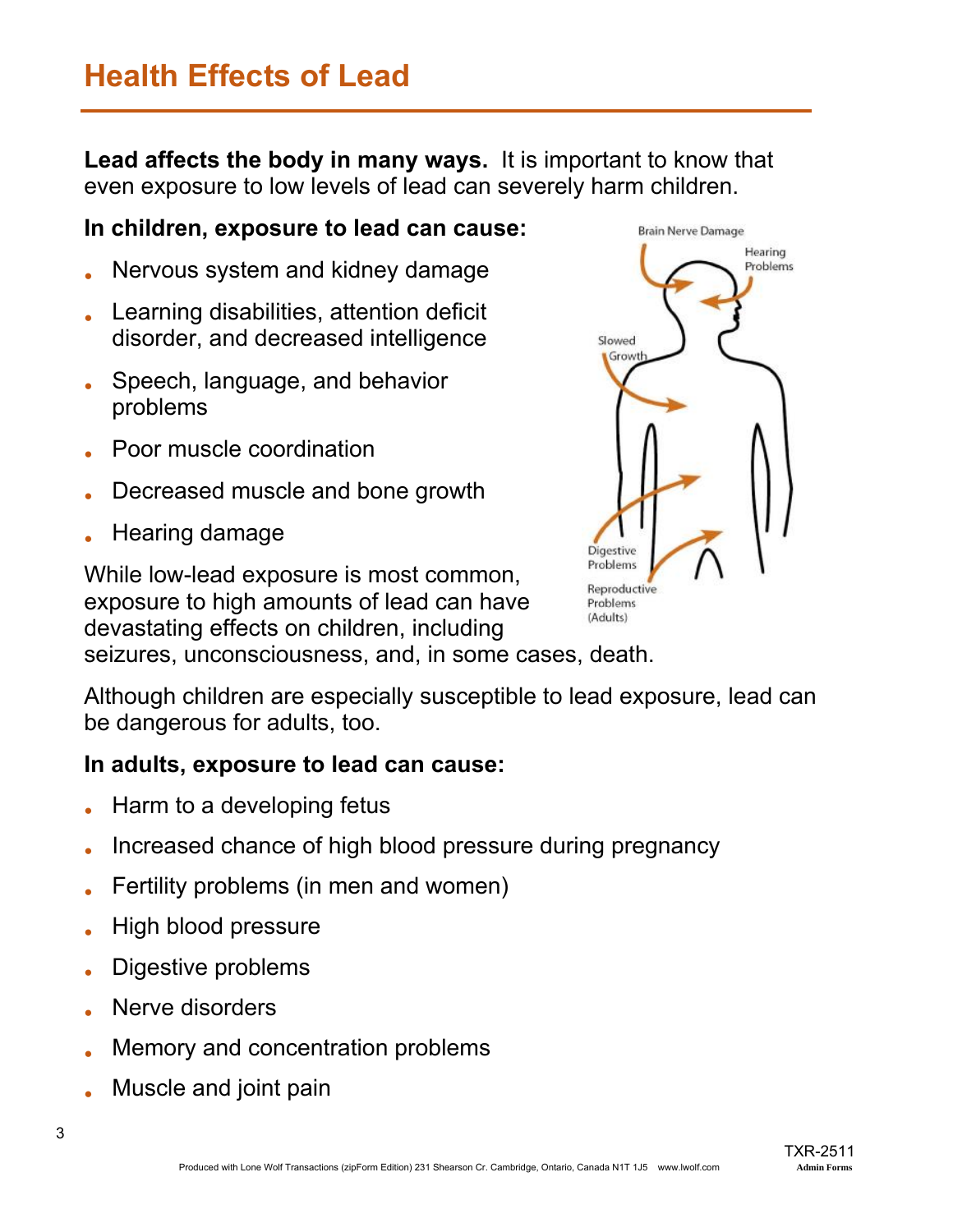# Health Effects of Lead

**Lead affects the body in many ways.** It is important to know that even exposure to low levels of lead can severely harm children.

**In children, exposure to lead can cause:**

- Nervous system and kidney damage
- Learning disabilities, attention deficit disorder, and decreased intelligence
- Speech, language, and behavior problems
- Poor muscle coordination
- Decreased muscle and bone growth
- Hearing damage

While low-lead exposure is most common, exposure to high amounts of lead can have devastating effects on children, including seizures, unconsciousness, and, in some cases, death.

Although children are especially susceptible to lead exposure, lead can be dangerous for adults, too.

**In adults, exposure to lead can cause:**

- Harm to a developing fetus
- Increased chance of high blood pressure during pregnancy
- Fertility problems (in men and women)
- High blood pressure
- Digestive problems
- Nerve disorders
- Memory and concentration problems
- Muscle and joint pain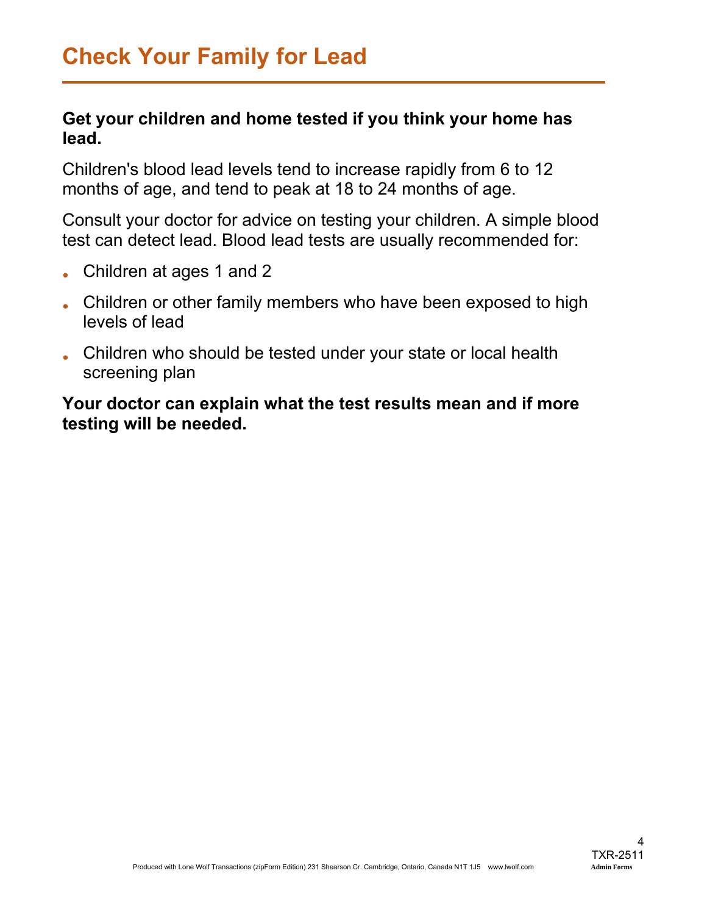# Check Your Family for Lead

**Get your children and home tested if you think your home has lead.**

Children's blood lead levels tend to increase rapidly from 6 to 12 months of age, and tend to peak at 18 to 24 months of age.

Consult your doctor for advice on testing your children. A simple blood test can detect lead. Blood lead tests are usually recommended for:

- Children at ages 1 and 2
- Children or other family members who have been exposed to high levels of lead
- Children who should be tested under your state or local health screening plan

**Your doctor can explain what the test results mean and if more testing will be needed.**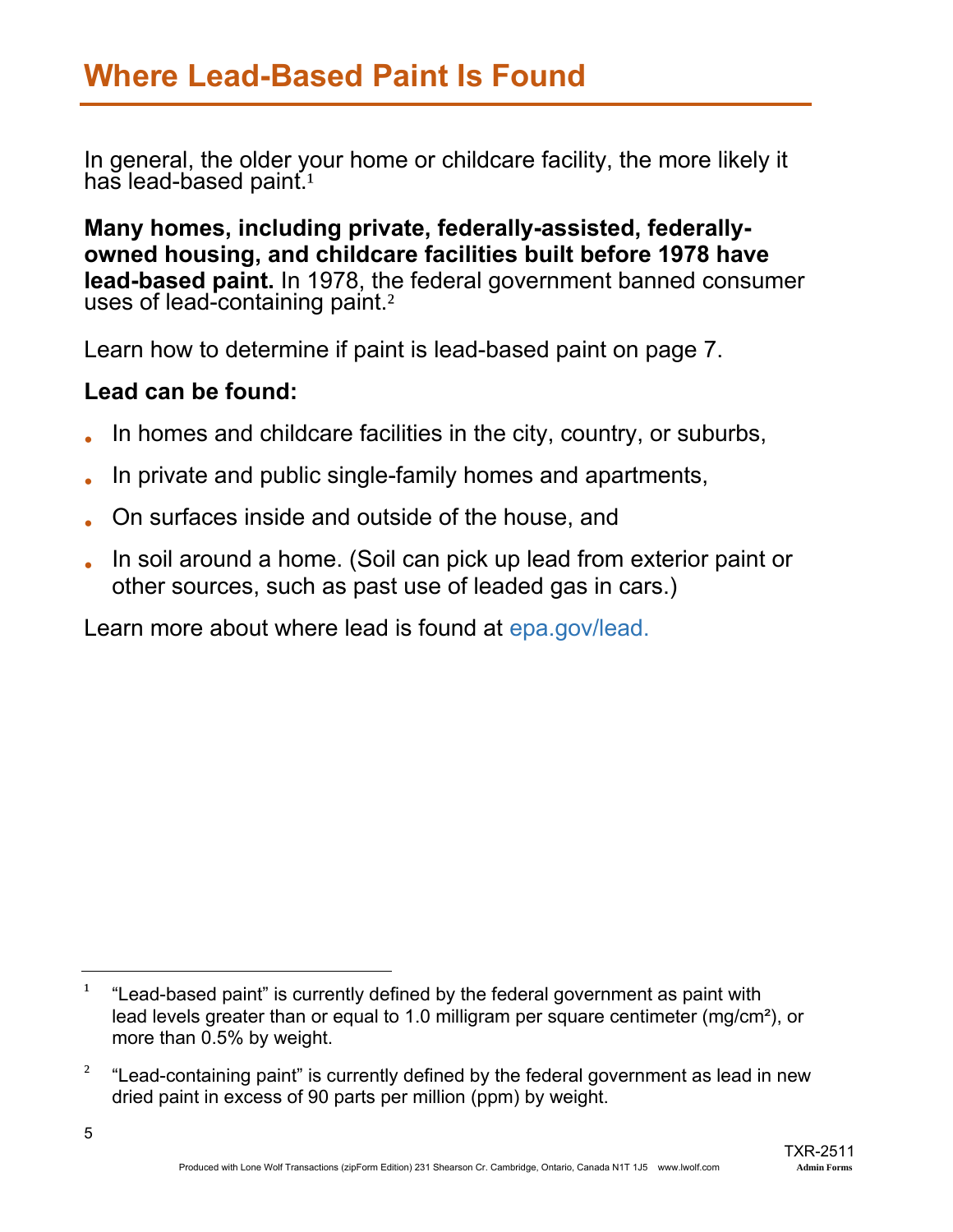# Where Lead-Based Paint Is Found

In general, the older your home or childcare facility, the more likely it has lead-based paint.[1]

**Many homes, including private, federally-assisted, federally-owned housing, and childcare facilities built before 1978 have lead-based paint.** In 1978, the federal government banned consumer uses of lead-containing paint.[2]

Learn how to determine if paint is lead-based paint on page 7.

**Lead can be found:**

- In homes and childcare facilities in the city, country, or suburbs,
- In private and public single-family homes and apartments,
- On surfaces inside and outside of the house, and
- In soil around a home. (Soil can pick up lead from exterior paint or other sources, such as past use of leaded gas in cars.)

Learn more about where lead is found at epa.gov/lead.

---

[1] "Lead-based paint" is currently defined by the federal government as paint with lead levels greater than or equal to 1.0 milligram per square centimeter ($mg/cm^2$), or more than 0.5% by weight.

[2] "Lead-containing paint" is currently defined by the federal government as lead in new dried paint in excess of 90 parts per million (ppm) by weight.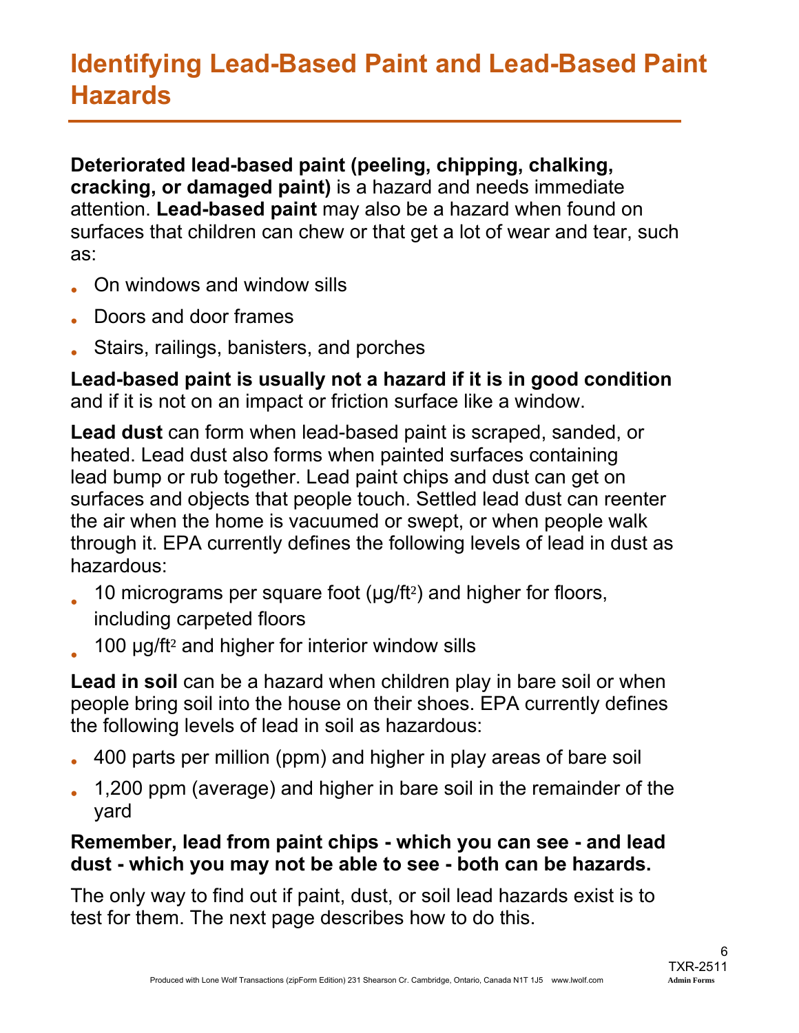# Identifying Lead-Based Paint and Lead-Based Paint Hazards

**Deteriorated lead-based paint (peeling, chipping, chalking, cracking, or damaged paint)** is a hazard and needs immediate attention. **Lead-based paint** may also be a hazard when found on surfaces that children can chew or that get a lot of wear and tear, such as:

- On windows and window sills
- Doors and door frames
- Stairs, railings, banisters, and porches

**Lead-based paint is usually not a hazard if it is in good condition** and if it is not on an impact or friction surface like a window.

**Lead dust** can form when lead-based paint is scraped, sanded, or heated. Lead dust also forms when painted surfaces containing lead bump or rub together. Lead paint chips and dust can get on surfaces and objects that people touch. Settled lead dust can reenter the air when the home is vacuumed or swept, or when people walk through it. EPA currently defines the following levels of lead in dust as hazardous:

- 10 micrograms per square foot (μg/ft$^2$) and higher for floors, including carpeted floors
- 100 μg/ft$^2$ and higher for interior window sills

**Lead in soil** can be a hazard when children play in bare soil or when people bring soil into the house on their shoes. EPA currently defines the following levels of lead in soil as hazardous:

- 400 parts per million (ppm) and higher in play areas of bare soil
- 1,200 ppm (average) and higher in bare soil in the remainder of the yard

**Remember, lead from paint chips - which you can see - and lead dust - which you may not be able to see - both can be hazards.**

The only way to find out if paint, dust, or soil lead hazards exist is to test for them. The next page describes how to do this.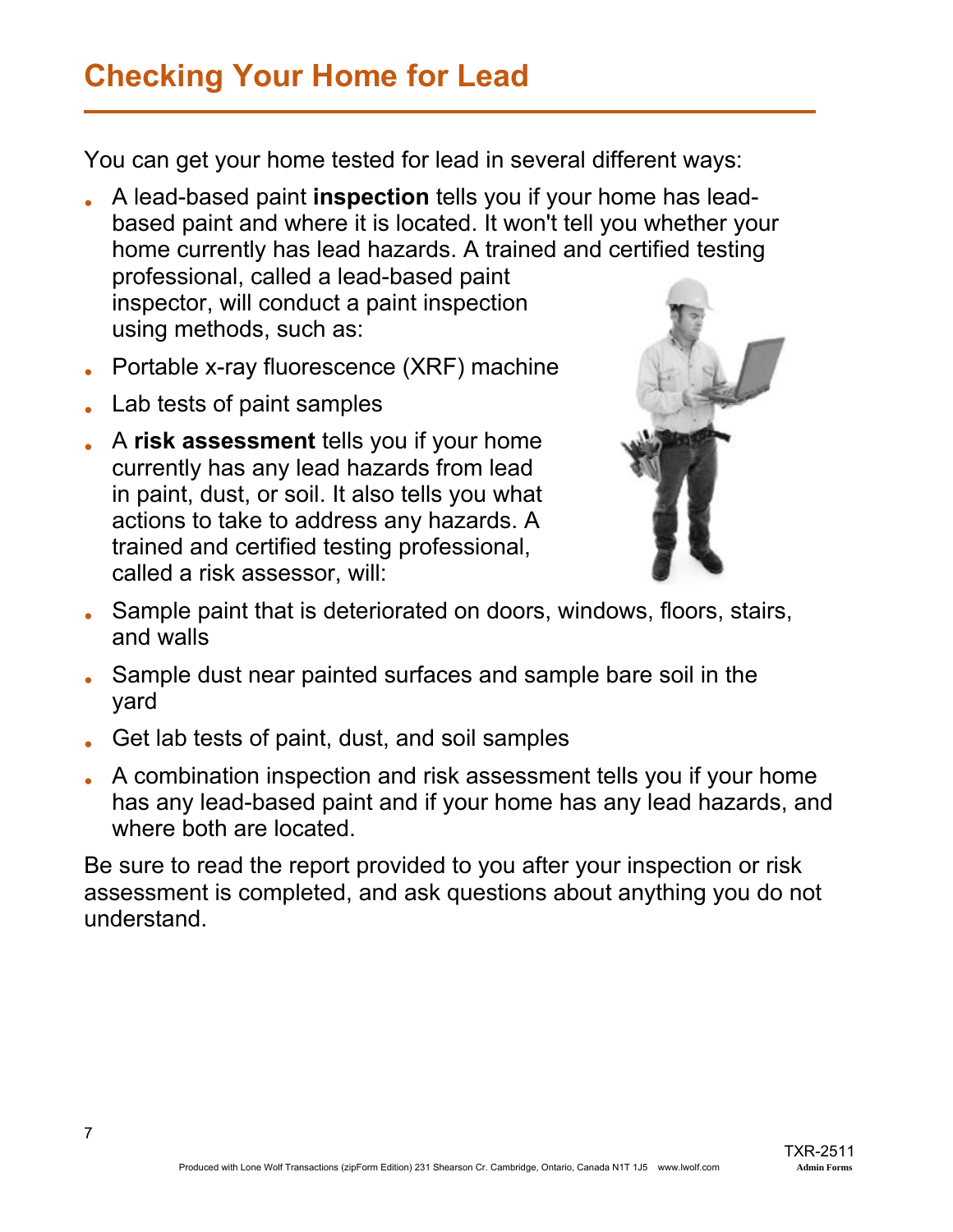# Checking Your Home for Lead

You can get your home tested for lead in several different ways:

- A lead-based paint **inspection** tells you if your home has lead-based paint and where it is located. It won't tell you whether your home currently has lead hazards. A trained and certified testing professional, called a lead-based paint inspector, will conduct a paint inspection using methods, such as:
- Portable x-ray fluorescence (XRF) machine
- Lab tests of paint samples
- A **risk assessment** tells you if your home currently has any lead hazards from lead in paint, dust, or soil. It also tells you what actions to take to address any hazards. A trained and certified testing professional, called a risk assessor, will:
- Sample paint that is deteriorated on doors, windows, floors, stairs, and walls
- Sample dust near painted surfaces and sample bare soil in the yard
- Get lab tests of paint, dust, and soil samples
- A combination inspection and risk assessment tells you if your home has any lead-based paint and if your home has any lead hazards, and where both are located.

Be sure to read the report provided to you after your inspection or risk assessment is completed, and ask questions about anything you do not understand.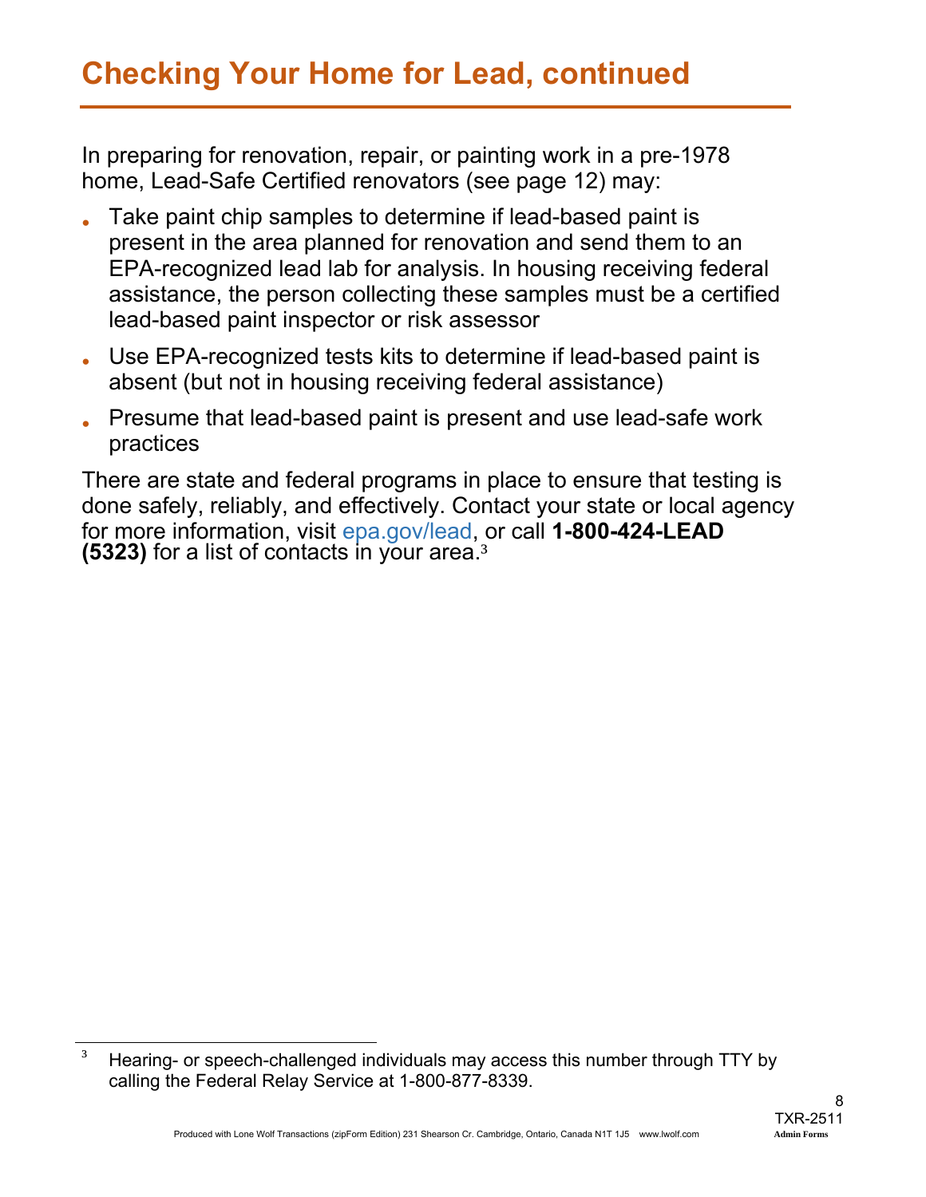# Checking Your Home for Lead, continued

In preparing for renovation, repair, or painting work in a pre-1978 home, Lead-Safe Certified renovators (see page 12) may:

- Take paint chip samples to determine if lead-based paint is present in the area planned for renovation and send them to an EPA-recognized lead lab for analysis. In housing receiving federal assistance, the person collecting these samples must be a certified lead-based paint inspector or risk assessor
- Use EPA-recognized tests kits to determine if lead-based paint is absent (but not in housing receiving federal assistance)
- Presume that lead-based paint is present and use lead-safe work practices

There are state and federal programs in place to ensure that testing is done safely, reliably, and effectively. Contact your state or local agency for more information, visit epa.gov/lead, or call **1-800-424-LEAD (5323)** for a list of contacts in your area.[3]

[3] Hearing- or speech-challenged individuals may access this number through TTY by calling the Federal Relay Service at 1-800-877-8339.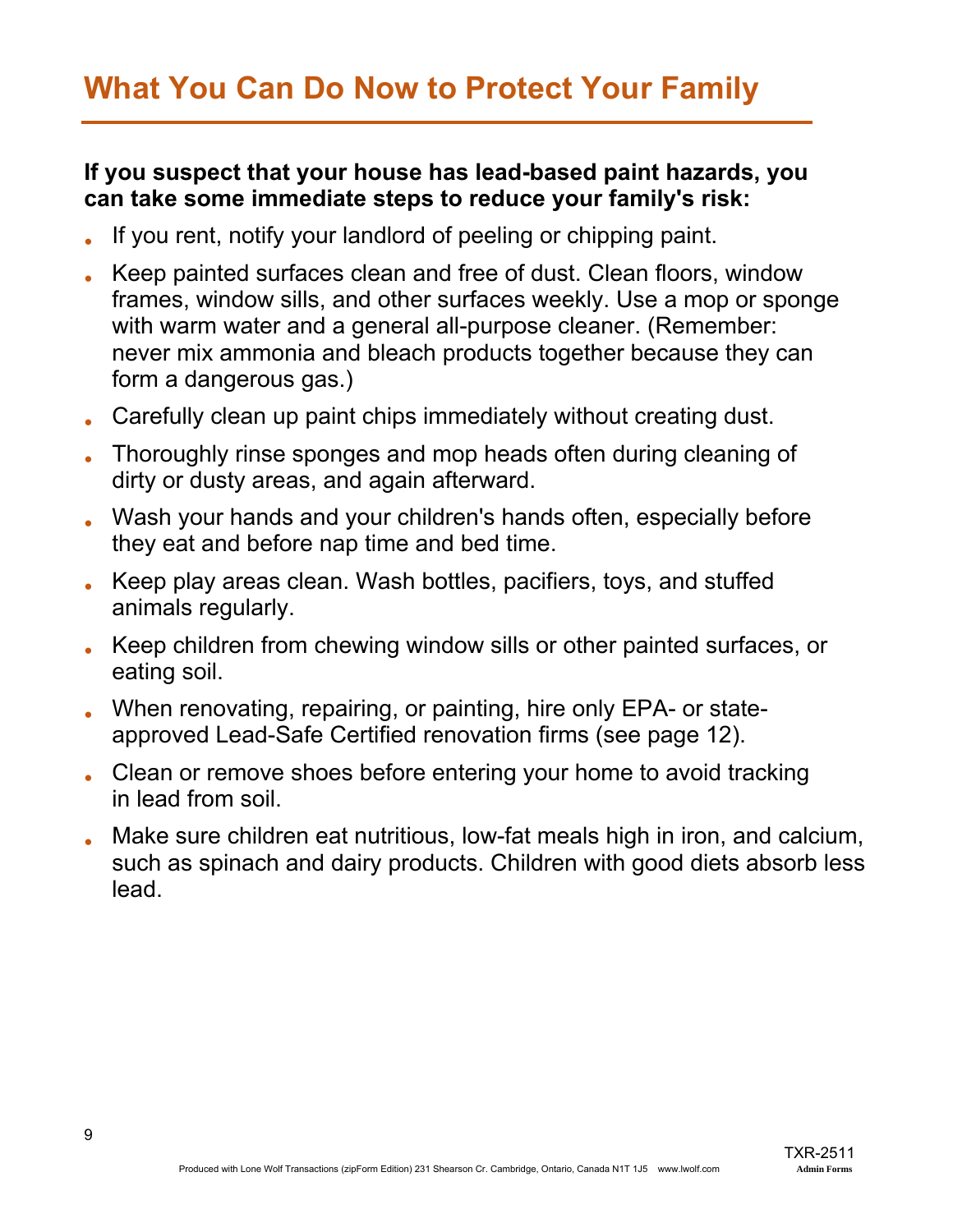# What You Can Do Now to Protect Your Family

**If you suspect that your house has lead-based paint hazards, you can take some immediate steps to reduce your family's risk:**

- If you rent, notify your landlord of peeling or chipping paint.
- Keep painted surfaces clean and free of dust. Clean floors, window frames, window sills, and other surfaces weekly. Use a mop or sponge with warm water and a general all-purpose cleaner. (Remember: never mix ammonia and bleach products together because they can form a dangerous gas.)
- Carefully clean up paint chips immediately without creating dust.
- Thoroughly rinse sponges and mop heads often during cleaning of dirty or dusty areas, and again afterward.
- Wash your hands and your children's hands often, especially before they eat and before nap time and bed time.
- Keep play areas clean. Wash bottles, pacifiers, toys, and stuffed animals regularly.
- Keep children from chewing window sills or other painted surfaces, or eating soil.
- When renovating, repairing, or painting, hire only EPA- or state-approved Lead-Safe Certified renovation firms (see page 12).
- Clean or remove shoes before entering your home to avoid tracking in lead from soil.
- Make sure children eat nutritious, low-fat meals high in iron, and calcium, such as spinach and dairy products. Children with good diets absorb less lead.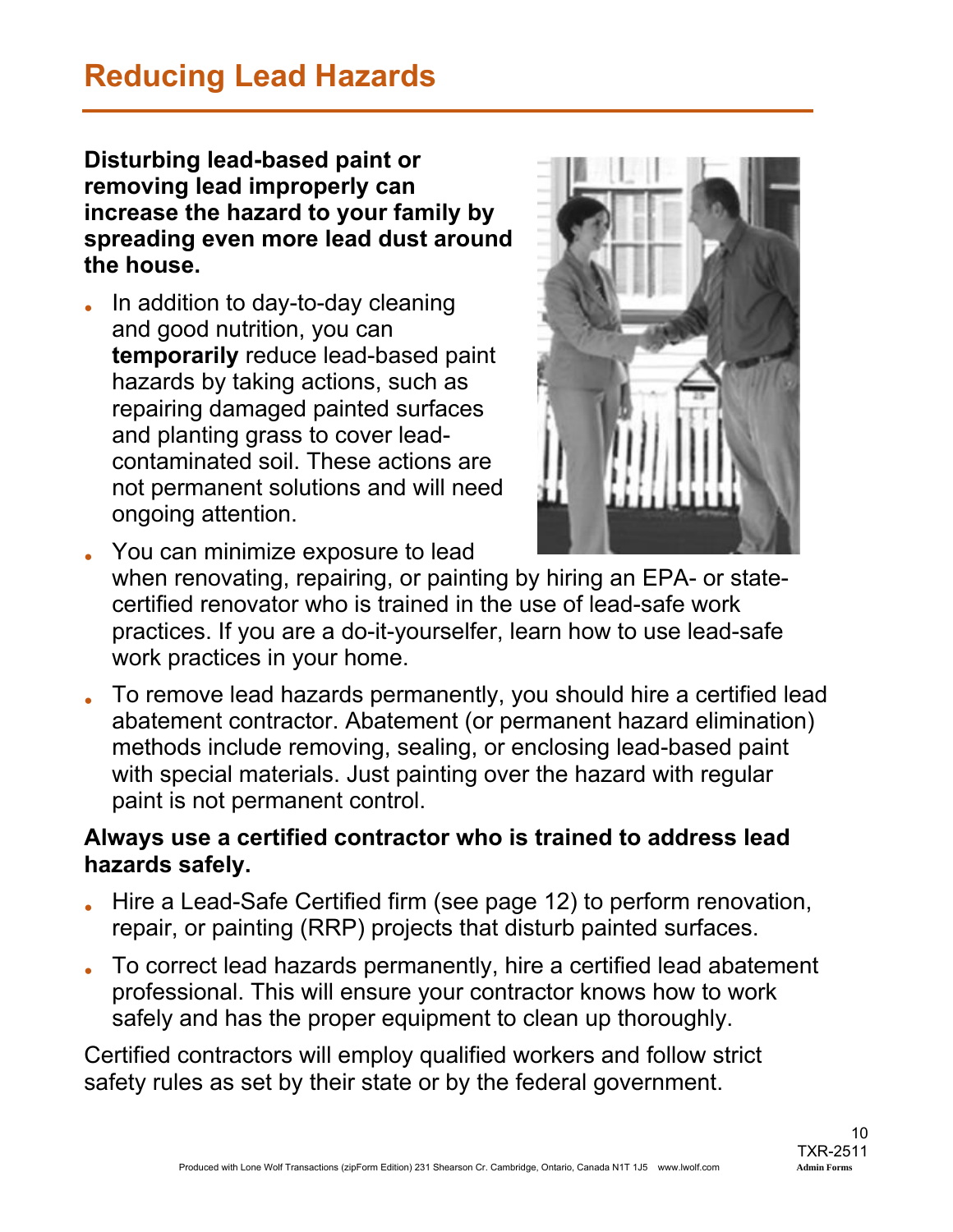# Reducing Lead Hazards

**Disturbing lead-based paint or removing lead improperly can increase the hazard to your family by spreading even more lead dust around the house.**

- In addition to day-to-day cleaning and good nutrition, you can **temporarily** reduce lead-based paint hazards by taking actions, such as repairing damaged painted surfaces and planting grass to cover lead-contaminated soil. These actions are not permanent solutions and will need ongoing attention.
- You can minimize exposure to lead when renovating, repairing, or painting by hiring an EPA- or state-certified renovator who is trained in the use of lead-safe work practices. If you are a do-it-yourselfer, learn how to use lead-safe work practices in your home.
- To remove lead hazards permanently, you should hire a certified lead abatement contractor. Abatement (or permanent hazard elimination) methods include removing, sealing, or enclosing lead-based paint with special materials. Just painting over the hazard with regular paint is not permanent control.

**Always use a certified contractor who is trained to address lead hazards safely.**

- Hire a Lead-Safe Certified firm (see page 12) to perform renovation, repair, or painting (RRP) projects that disturb painted surfaces.
- To correct lead hazards permanently, hire a certified lead abatement professional. This will ensure your contractor knows how to work safely and has the proper equipment to clean up thoroughly.

Certified contractors will employ qualified workers and follow strict safety rules as set by their state or by the federal government.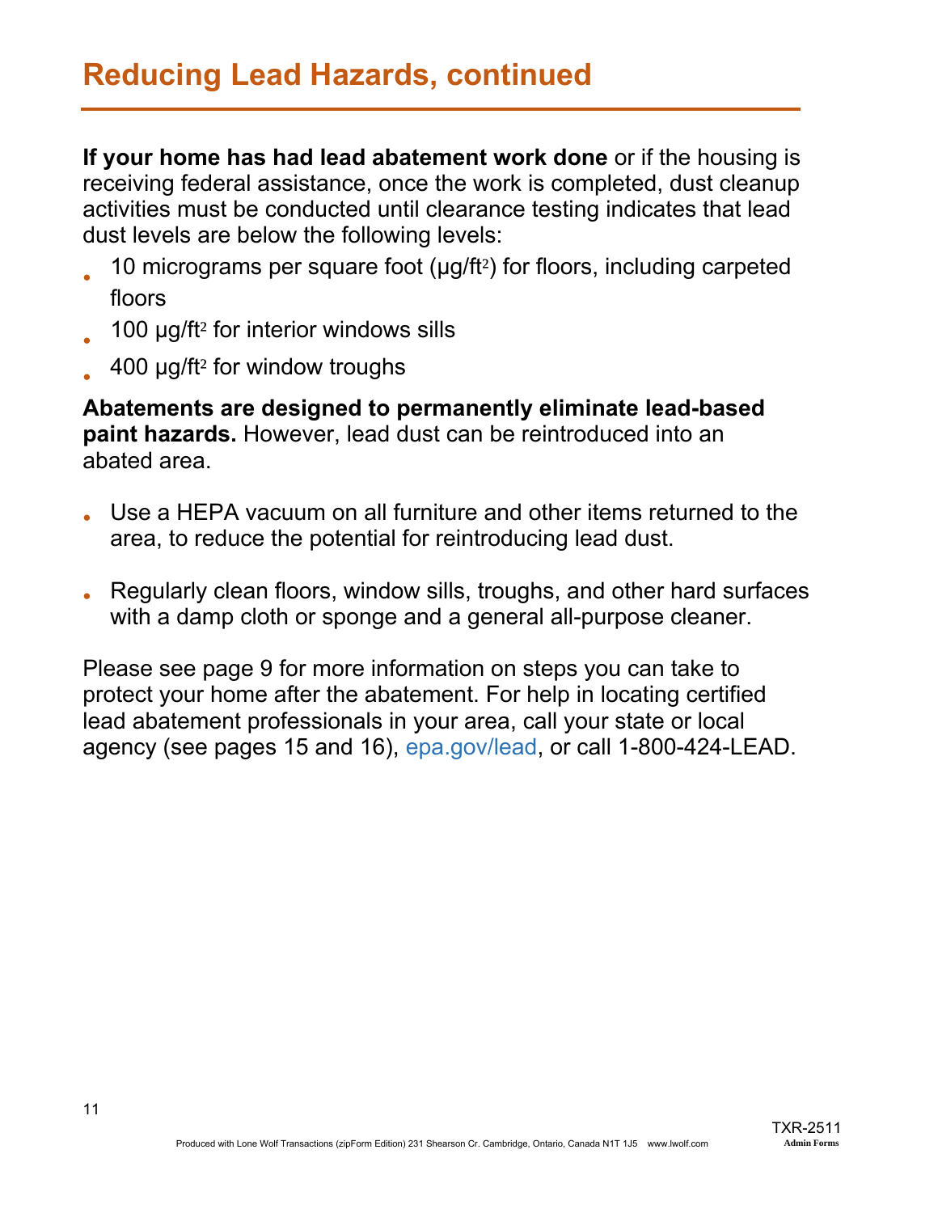# Reducing Lead Hazards, continued

**If your home has had lead abatement work done** or if the housing is receiving federal assistance, once the work is completed, dust cleanup activities must be conducted until clearance testing indicates that lead dust levels are below the following levels:

- 10 micrograms per square foot (µg/ft²) for floors, including carpeted floors
- 100 µg/ft² for interior windows sills
- 400 µg/ft² for window troughs

**Abatements are designed to permanently eliminate lead-based paint hazards.** However, lead dust can be reintroduced into an abated area.

- Use a HEPA vacuum on all furniture and other items returned to the area, to reduce the potential for reintroducing lead dust.
- Regularly clean floors, window sills, troughs, and other hard surfaces with a damp cloth or sponge and a general all-purpose cleaner.

Please see page 9 for more information on steps you can take to protect your home after the abatement. For help in locating certified lead abatement professionals in your area, call your state or local agency (see pages 15 and 16), epa.gov/lead, or call 1-800-424-LEAD.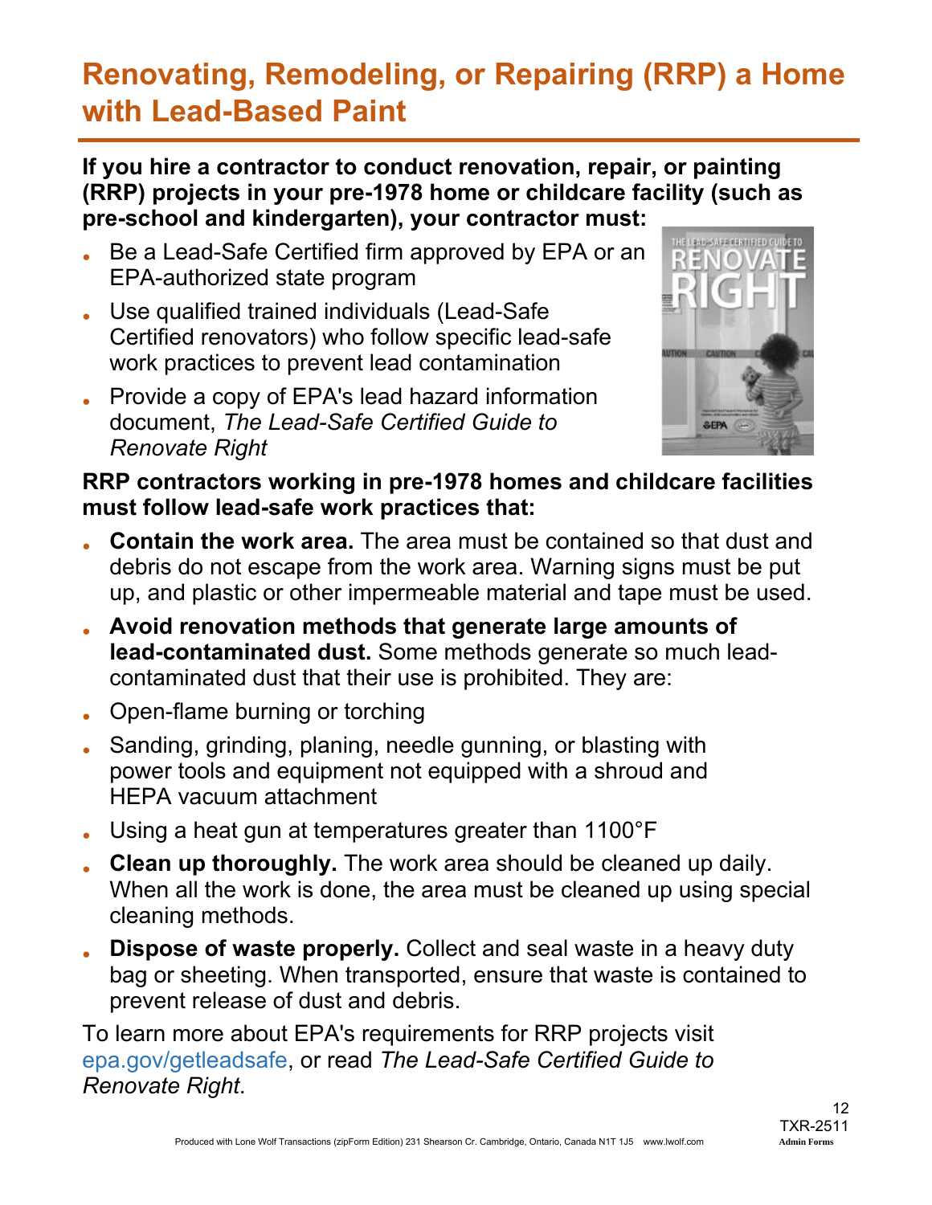# Renovating, Remodeling, or Repairing (RRP) a Home with Lead-Based Paint

**If you hire a contractor to conduct renovation, repair, or painting (RRP) projects in your pre-1978 home or childcare facility (such as pre-school and kindergarten), your contractor must:**

- Be a Lead-Safe Certified firm approved by EPA or an EPA-authorized state program
- Use qualified trained individuals (Lead-Safe Certified renovators) who follow specific lead-safe work practices to prevent lead contamination
- Provide a copy of EPA's lead hazard information document, *The Lead-Safe Certified Guide to Renovate Right*

**RRP contractors working in pre-1978 homes and childcare facilities must follow lead-safe work practices that:**

- **Contain the work area.** The area must be contained so that dust and debris do not escape from the work area. Warning signs must be put up, and plastic or other impermeable material and tape must be used.
- **Avoid renovation methods that generate large amounts of lead-contaminated dust.** Some methods generate so much lead-contaminated dust that their use is prohibited. They are:
- Open-flame burning or torching
- Sanding, grinding, planing, needle gunning, or blasting with power tools and equipment not equipped with a shroud and HEPA vacuum attachment
- Using a heat gun at temperatures greater than 1100°F
- **Clean up thoroughly.** The work area should be cleaned up daily. When all the work is done, the area must be cleaned up using special cleaning methods.
- **Dispose of waste properly.** Collect and seal waste in a heavy duty bag or sheeting. When transported, ensure that waste is contained to prevent release of dust and debris.

To learn more about EPA's requirements for RRP projects visit epa.gov/getleadsafe, or read *The Lead-Safe Certified Guide to Renovate Right*.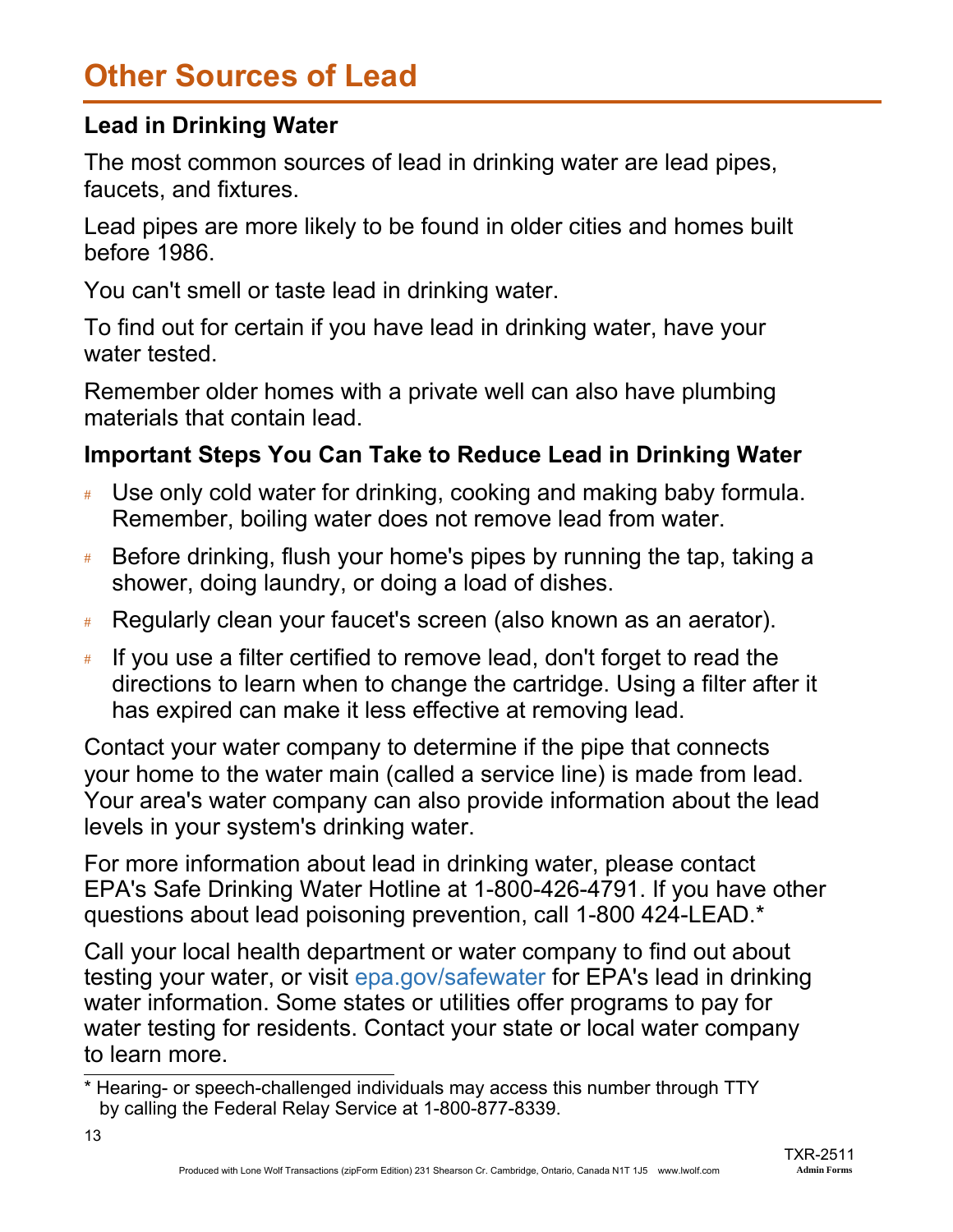# Other Sources of Lead

### Lead in Drinking Water

The most common sources of lead in drinking water are lead pipes, faucets, and fixtures.

Lead pipes are more likely to be found in older cities and homes built before 1986.

You can't smell or taste lead in drinking water.

To find out for certain if you have lead in drinking water, have your water tested.

Remember older homes with a private well can also have plumbing materials that contain lead.

### Important Steps You Can Take to Reduce Lead in Drinking Water

- Use only cold water for drinking, cooking and making baby formula. Remember, boiling water does not remove lead from water.
- Before drinking, flush your home's pipes by running the tap, taking a shower, doing laundry, or doing a load of dishes.
- Regularly clean your faucet's screen (also known as an aerator).
- If you use a filter certified to remove lead, don't forget to read the directions to learn when to change the cartridge. Using a filter after it has expired can make it less effective at removing lead.

Contact your water company to determine if the pipe that connects your home to the water main (called a service line) is made from lead. Your area's water company can also provide information about the lead levels in your system's drinking water.

For more information about lead in drinking water, please contact EPA's Safe Drinking Water Hotline at 1-800-426-4791. If you have other questions about lead poisoning prevention, call 1-800 424-LEAD.*

Call your local health department or water company to find out about testing your water, or visit epa.gov/safewater for EPA's lead in drinking water information. Some states or utilities offer programs to pay for water testing for residents. Contact your state or local water company to learn more.

---

* Hearing- or speech-challenged individuals may access this number through TTY by calling the Federal Relay Service at 1-800-877-8339.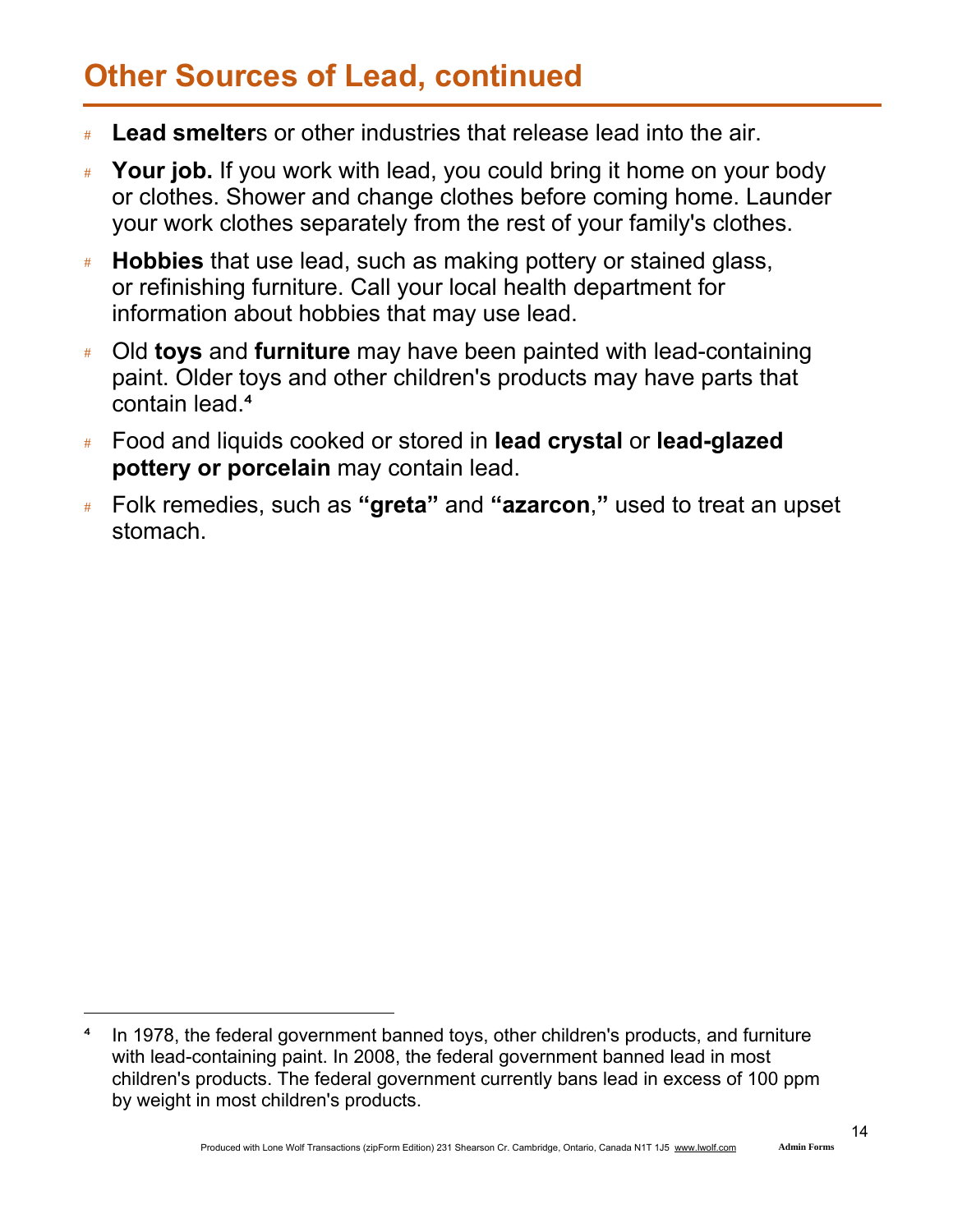## Other Sources of Lead, continued

- **Lead smelter**s or other industries that release lead into the air.
- **Your job.** If you work with lead, you could bring it home on your body or clothes. Shower and change clothes before coming home. Launder your work clothes separately from the rest of your family's clothes.
- **Hobbies** that use lead, such as making pottery or stained glass, or refinishing furniture. Call your local health department for information about hobbies that may use lead.
- Old **toys** and **furniture** may have been painted with lead-containing paint. Older toys and other children's products may have parts that contain lead.[4]
- Food and liquids cooked or stored in **lead crystal** or **lead-glazed pottery or porcelain** may contain lead.
- Folk remedies, such as **"greta"** and **"azarcon,"** used to treat an upset stomach.

---

[4] In 1978, the federal government banned toys, other children's products, and furniture with lead-containing paint. In 2008, the federal government banned lead in most children's products. The federal government currently bans lead in excess of 100 ppm by weight in most children's products.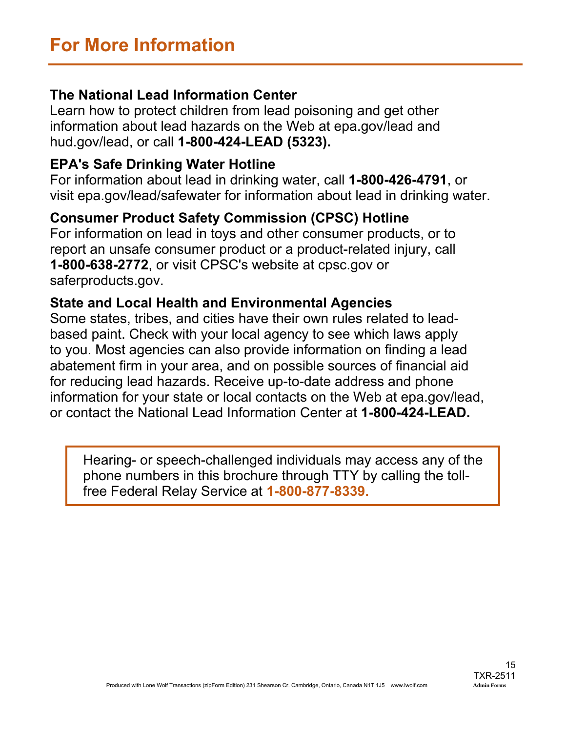# For More Information

### The National Lead Information Center

Learn how to protect children from lead poisoning and get other information about lead hazards on the Web at epa.gov/lead and hud.gov/lead, or call **1-800-424-LEAD (5323).**

### EPA's Safe Drinking Water Hotline

For information about lead in drinking water, call **1-800-426-4791**, or visit epa.gov/lead/safewater for information about lead in drinking water.

### Consumer Product Safety Commission (CPSC) Hotline

For information on lead in toys and other consumer products, or to report an unsafe consumer product or a product-related injury, call **1-800-638-2772**, or visit CPSC's website at cpsc.gov or saferproducts.gov.

### State and Local Health and Environmental Agencies

Some states, tribes, and cities have their own rules related to lead-based paint. Check with your local agency to see which laws apply to you. Most agencies can also provide information on finding a lead abatement firm in your area, and on possible sources of financial aid for reducing lead hazards. Receive up-to-date address and phone information for your state or local contacts on the Web at epa.gov/lead, or contact the National Lead Information Center at **1-800-424-LEAD.**

> Hearing- or speech-challenged individuals may access any of the phone numbers in this brochure through TTY by calling the toll-free Federal Relay Service at **1-800-877-8339.**

TXR-2511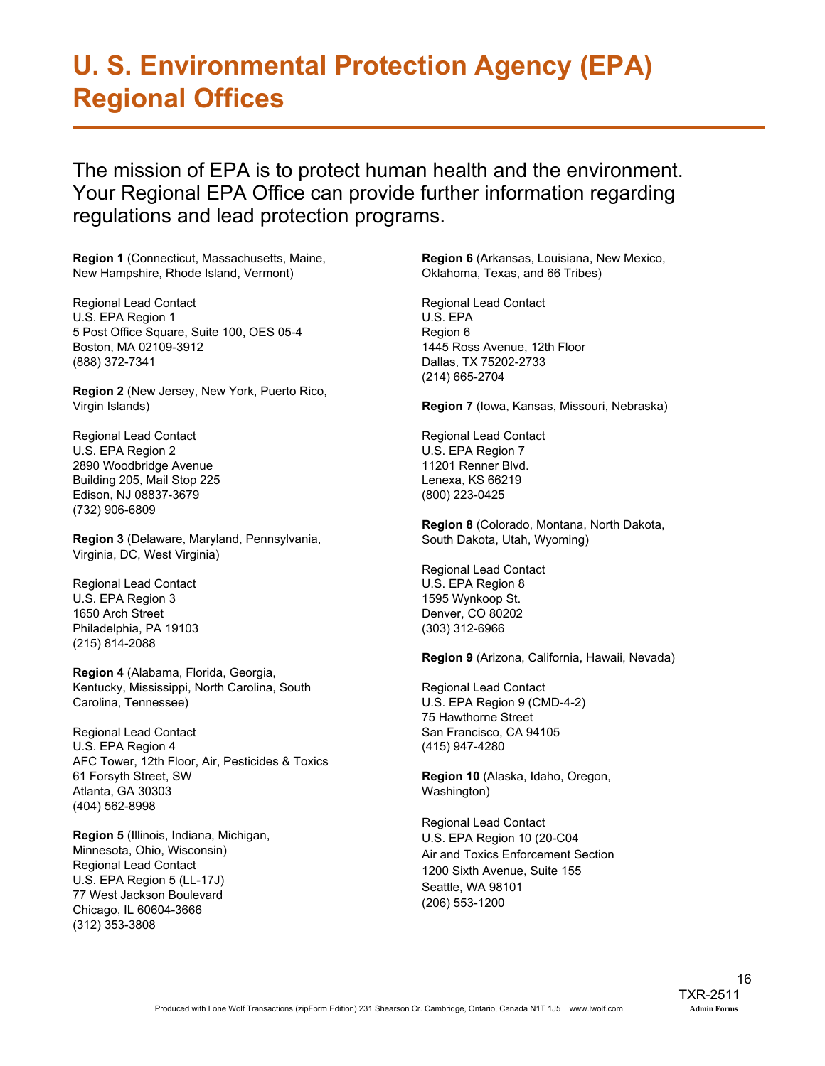# U. S. Environmental Protection Agency (EPA) Regional Offices

The mission of EPA is to protect human health and the environment. Your Regional EPA Office can provide further information regarding regulations and lead protection programs.

**Region 1** (Connecticut, Massachusetts, Maine, New Hampshire, Rhode Island, Vermont)

Regional Lead Contact
U.S. EPA Region 1
5 Post Office Square, Suite 100, OES 05-4
Boston, MA 02109-3912
(888) 372-7341

**Region 2** (New Jersey, New York, Puerto Rico, Virgin Islands)

Regional Lead Contact
U.S. EPA Region 2
2890 Woodbridge Avenue
Building 205, Mail Stop 225
Edison, NJ 08837-3679
(732) 906-6809

**Region 3** (Delaware, Maryland, Pennsylvania, Virginia, DC, West Virginia)

Regional Lead Contact
U.S. EPA Region 3
1650 Arch Street
Philadelphia, PA 19103
(215) 814-2088

**Region 4** (Alabama, Florida, Georgia, Kentucky, Mississippi, North Carolina, South Carolina, Tennessee)

Regional Lead Contact
U.S. EPA Region 4
AFC Tower, 12th Floor, Air, Pesticides & Toxics
61 Forsyth Street, SW
Atlanta, GA 30303
(404) 562-8998

**Region 5** (Illinois, Indiana, Michigan, Minnesota, Ohio, Wisconsin)
Regional Lead Contact
U.S. EPA Region 5 (LL-17J)
77 West Jackson Boulevard
Chicago, IL 60604-3666
(312) 353-3808

**Region 6** (Arkansas, Louisiana, New Mexico, Oklahoma, Texas, and 66 Tribes)

Regional Lead Contact
U.S. EPA
Region 6
1445 Ross Avenue, 12th Floor
Dallas, TX 75202-2733
(214) 665-2704

**Region 7** (Iowa, Kansas, Missouri, Nebraska)

Regional Lead Contact
U.S. EPA Region 7
11201 Renner Blvd.
Lenexa, KS 66219
(800) 223-0425

**Region 8** (Colorado, Montana, North Dakota, South Dakota, Utah, Wyoming)

Regional Lead Contact
U.S. EPA Region 8
1595 Wynkoop St.
Denver, CO 80202
(303) 312-6966

**Region 9** (Arizona, California, Hawaii, Nevada)

Regional Lead Contact
U.S. EPA Region 9 (CMD-4-2)
75 Hawthorne Street
San Francisco, CA 94105
(415) 947-4280

**Region 10** (Alaska, Idaho, Oregon, Washington)

Regional Lead Contact
U.S. EPA Region 10 (20-C04
Air and Toxics Enforcement Section
1200 Sixth Avenue, Suite 155
Seattle, WA 98101
(206) 553-1200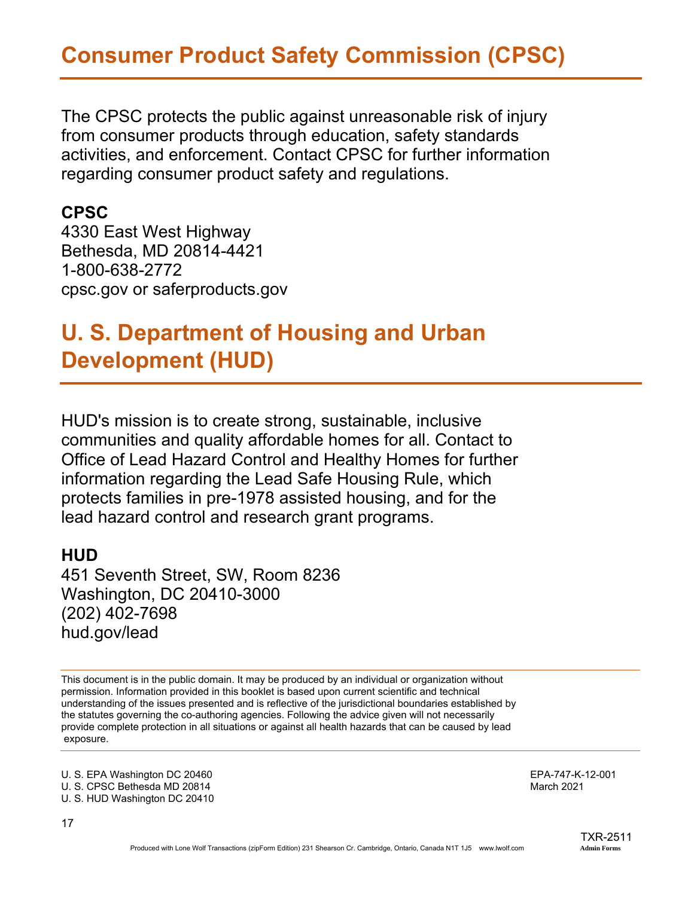## Consumer Product Safety Commission (CPSC)

The CPSC protects the public against unreasonable risk of injury from consumer products through education, safety standards activities, and enforcement. Contact CPSC for further information regarding consumer product safety and regulations.

**CPSC**
4330 East West Highway
Bethesda, MD 20814-4421
1-800-638-2772
cpsc.gov or saferproducts.gov

## U. S. Department of Housing and Urban Development (HUD)

HUD's mission is to create strong, sustainable, inclusive communities and quality affordable homes for all. Contact to Office of Lead Hazard Control and Healthy Homes for further information regarding the Lead Safe Housing Rule, which protects families in pre-1978 assisted housing, and for the lead hazard control and research grant programs.

**HUD**
451 Seventh Street, SW, Room 8236
Washington, DC 20410-3000
(202) 402-7698
hud.gov/lead

---

This document is in the public domain. It may be produced by an individual or organization without permission. Information provided in this booklet is based upon current scientific and technical understanding of the issues presented and is reflective of the jurisdictional boundaries established by the statutes governing the co-authoring agencies. Following the advice given will not necessarily provide complete protection in all situations or against all health hazards that can be caused by lead exposure.

---

U. S. EPA Washington DC 20460
U. S. CPSC Bethesda MD 20814
U. S. HUD Washington DC 20410

EPA-747-K-12-001
March 2021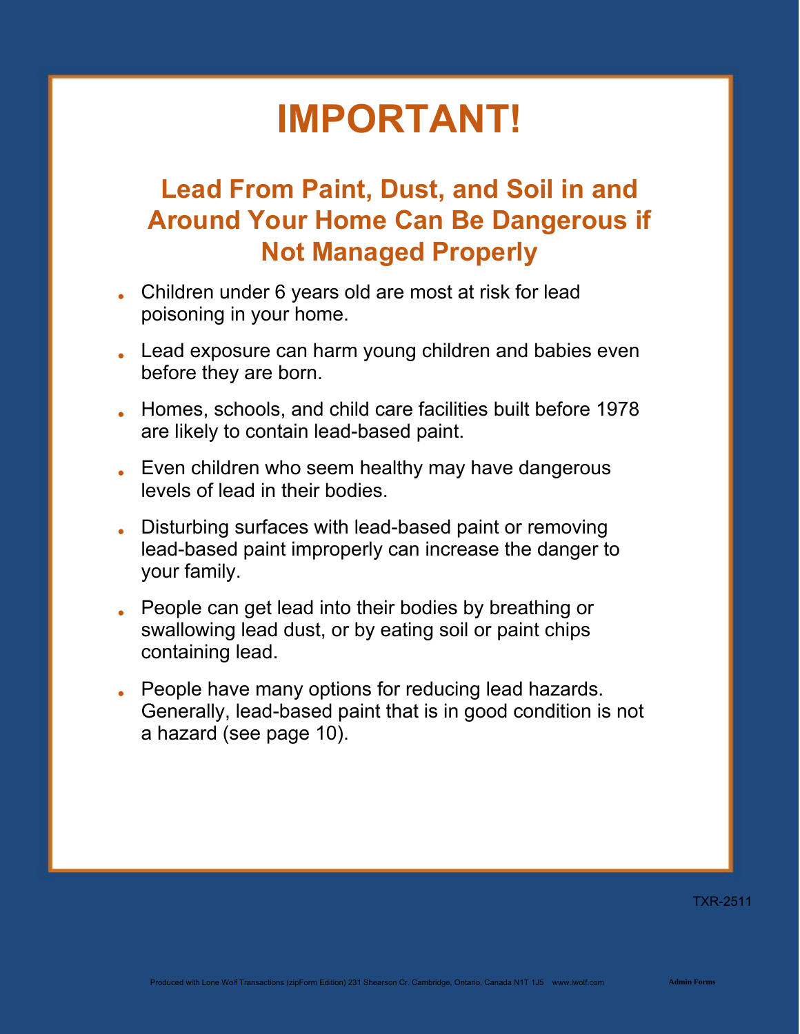# IMPORTANT!

## Lead From Paint, Dust, and Soil in and Around Your Home Can Be Dangerous if Not Managed Properly

- Children under 6 years old are most at risk for lead poisoning in your home.
- Lead exposure can harm young children and babies even before they are born.
- Homes, schools, and child care facilities built before 1978 are likely to contain lead-based paint.
- Even children who seem healthy may have dangerous levels of lead in their bodies.
- Disturbing surfaces with lead-based paint or removing lead-based paint improperly can increase the danger to your family.
- People can get lead into their bodies by breathing or swallowing lead dust, or by eating soil or paint chips containing lead.
- People have many options for reducing lead hazards. Generally, lead-based paint that is in good condition is not a hazard (see page 10).

TXR-2511